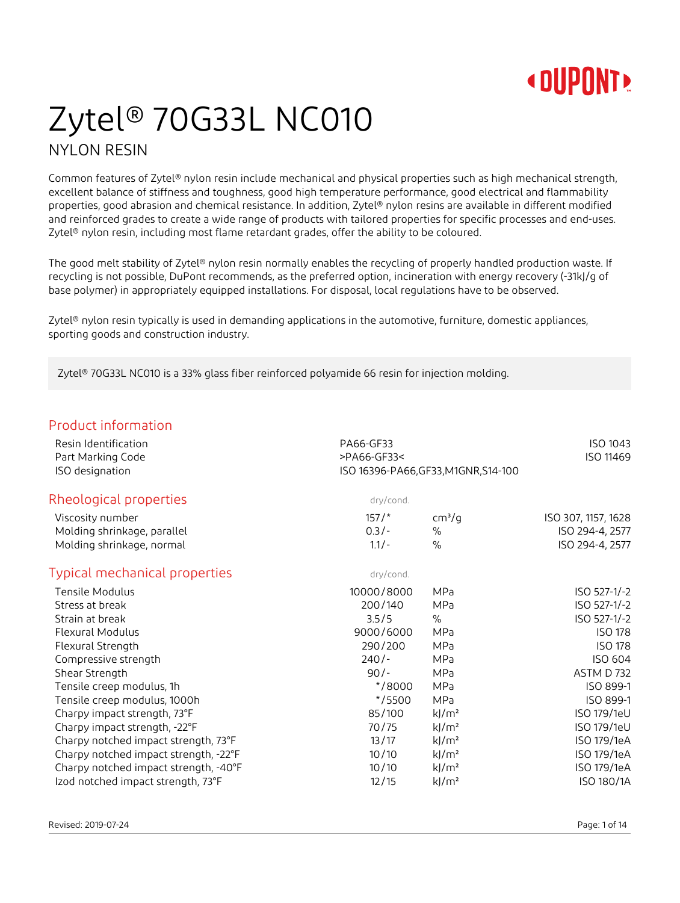# Zytel® 70G33L NC010

## NYLON RESIN

Common features of Zytel® nylon resin include mechanical and physical properties such as high mechanical strength, excellent balance of stiffness and toughness, good high temperature performance, good electrical and flammability properties, good abrasion and chemical resistance. In addition, Zytel® nylon resins are available in different modified and reinforced grades to create a wide range of products with tailored properties for specific processes and end-uses. Zytel® nylon resin, including most flame retardant grades, offer the ability to be coloured.

The good melt stability of Zytel® nylon resin normally enables the recycling of properly handled production waste. If recycling is not possible, DuPont recommends, as the preferred option, incineration with energy recovery (-31kJ/g of base polymer) in appropriately equipped installations. For disposal, local regulations have to be observed.

Zytel® nylon resin typically is used in demanding applications in the automotive, furniture, domestic appliances, sporting goods and construction industry.

Zytel® 70G33L NC010 is a 33% glass fiber reinforced polyamide 66 resin for injection molding.

## Product information

| | | |
|---|---|---|
| Resin Identification | PA66-GF33 | ISO 1043 |
| Part Marking Code | >PA66-GF33< | ISO 11469 |
| ISO designation | ISO 16396-PA66,GF33,M1GNR,S14-100 | |

## Rheological properties

| | dry/cond. | | |
|---|---|---|---|
| Viscosity number | 157/* | cm³/g | ISO 307, 1157, 1628 |
| Molding shrinkage, parallel | 0.3/- | % | ISO 294-4, 2577 |
| Molding shrinkage, normal | 1.1/- | % | ISO 294-4, 2577 |

## Typical mechanical properties

| | dry/cond. | | |
|---|---|---|---|
| Tensile Modulus | 10000/8000 | MPa | ISO 527-1/-2 |
| Stress at break | 200/140 | MPa | ISO 527-1/-2 |
| Strain at break | 3.5/5 | % | ISO 527-1/-2 |
| Flexural Modulus | 9000/6000 | MPa | ISO 178 |
| Flexural Strength | 290/200 | MPa | ISO 178 |
| Compressive strength | 240/- | MPa | ISO 604 |
| Shear Strength | 90/- | MPa | ASTM D 732 |
| Tensile creep modulus, 1h | */8000 | MPa | ISO 899-1 |
| Tensile creep modulus, 1000h | */5500 | MPa | ISO 899-1 |
| Charpy impact strength, 73°F | 85/100 | kJ/m² | ISO 179/1eU |
| Charpy impact strength, -22°F | 70/75 | kJ/m² | ISO 179/1eU |
| Charpy notched impact strength, 73°F | 13/17 | kJ/m² | ISO 179/1eA |
| Charpy notched impact strength, -22°F | 10/10 | kJ/m² | ISO 179/1eA |
| Charpy notched impact strength, -40°F | 10/10 | kJ/m² | ISO 179/1eA |
| Izod notched impact strength, 73°F | 12/15 | kJ/m² | ISO 180/1A |

Revised: 2019-07-24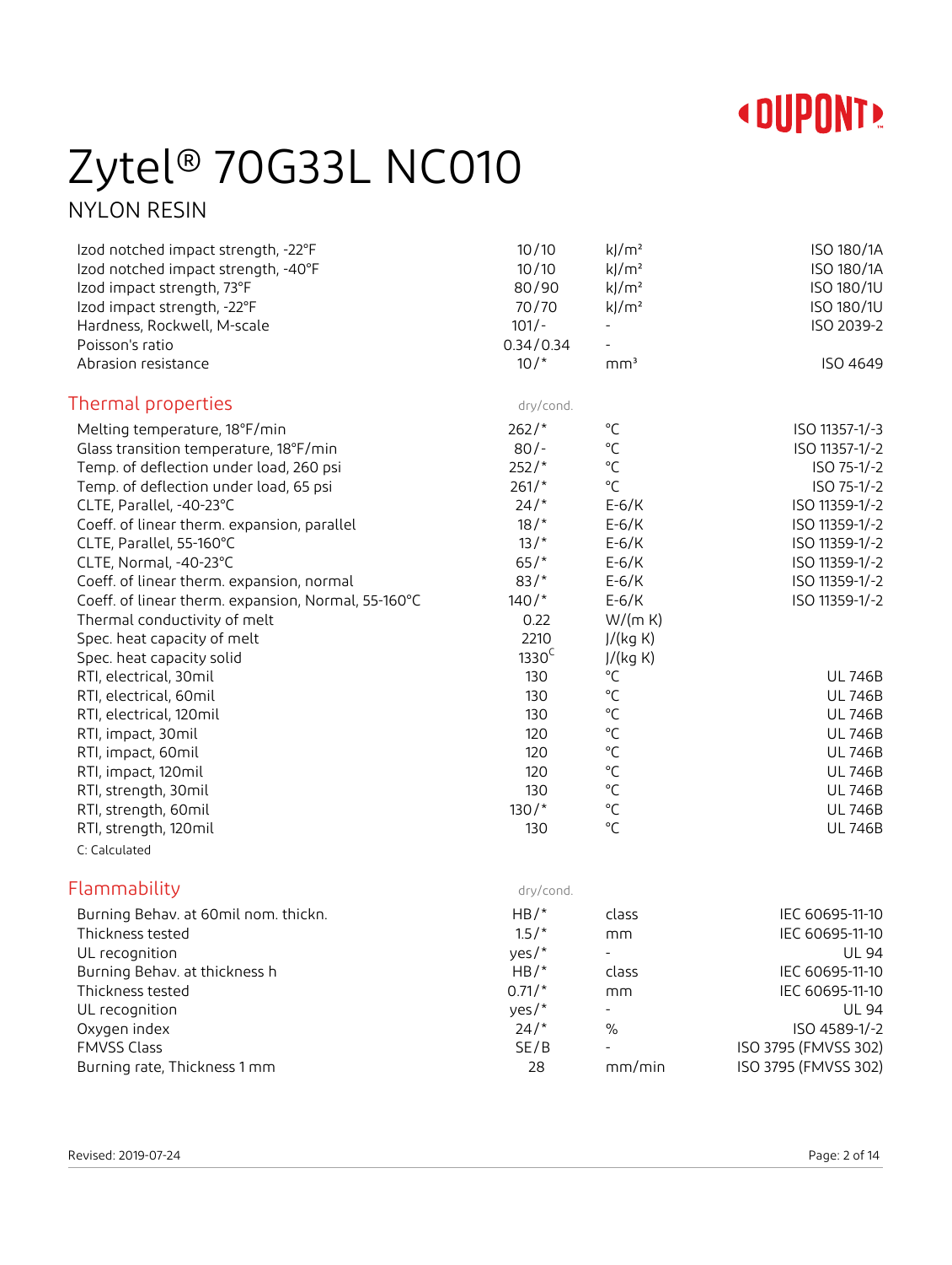# Zytel® 70G33L NC010

NYLON RESIN

| Property | Value | Unit | Test Standard |
|---|---|---|---|
| Izod notched impact strength, -22°F | 10/10 | kJ/m² | ISO 180/1A |
| Izod notched impact strength, -40°F | 10/10 | kJ/m² | ISO 180/1A |
| Izod impact strength, 73°F | 80/90 | kJ/m² | ISO 180/1U |
| Izod impact strength, -22°F | 70/70 | kJ/m² | ISO 180/1U |
| Hardness, Rockwell, M-scale | 101/- | - | ISO 2039-2 |
| Poisson's ratio | 0.34/0.34 | - | |
| Abrasion resistance | 10/* | mm³ | ISO 4649 |

## Thermal properties

| Property | dry/cond. | Unit | Test Standard |
|---|---|---|---|
| Melting temperature, 18°F/min | 262/* | °C | ISO 11357-1/-3 |
| Glass transition temperature, 18°F/min | 80/- | °C | ISO 11357-1/-2 |
| Temp. of deflection under load, 260 psi | 252/* | °C | ISO 75-1/-2 |
| Temp. of deflection under load, 65 psi | 261/* | °C | ISO 75-1/-2 |
| CLTE, Parallel, -40-23°C | 24/* | E-6/K | ISO 11359-1/-2 |
| Coeff. of linear therm. expansion, parallel | 18/* | E-6/K | ISO 11359-1/-2 |
| CLTE, Parallel, 55-160°C | 13/* | E-6/K | ISO 11359-1/-2 |
| CLTE, Normal, -40-23°C | 65/* | E-6/K | ISO 11359-1/-2 |
| Coeff. of linear therm. expansion, normal | 83/* | E-6/K | ISO 11359-1/-2 |
| Coeff. of linear therm. expansion, Normal, 55-160°C | 140/* | E-6/K | ISO 11359-1/-2 |
| Thermal conductivity of melt | 0.22 | W/(m K) | |
| Spec. heat capacity of melt | 2210 | J/(kg K) | |
| Spec. heat capacity solid | 1330 C | J/(kg K) | |
| RTI, electrical, 30mil | 130 | °C | UL 746B |
| RTI, electrical, 60mil | 130 | °C | UL 746B |
| RTI, electrical, 120mil | 130 | °C | UL 746B |
| RTI, impact, 30mil | 120 | °C | UL 746B |
| RTI, impact, 60mil | 120 | °C | UL 746B |
| RTI, impact, 120mil | 120 | °C | UL 746B |
| RTI, strength, 30mil | 130 | °C | UL 746B |
| RTI, strength, 60mil | 130/* | °C | UL 746B |
| RTI, strength, 120mil | 130 | °C | UL 746B |

C: Calculated

## Flammability

| Property | dry/cond. | Unit | Test Standard |
|---|---|---|---|
| Burning Behav. at 60mil nom. thickn. | HB/* | class | IEC 60695-11-10 |
| Thickness tested | 1.5/* | mm | IEC 60695-11-10 |
| UL recognition | yes/* | - | UL 94 |
| Burning Behav. at thickness h | HB/* | class | IEC 60695-11-10 |
| Thickness tested | 0.71/* | mm | IEC 60695-11-10 |
| UL recognition | yes/* | - | UL 94 |
| Oxygen index | 24/* | % | ISO 4589-1/-2 |
| FMVSS Class | SE/B | - | ISO 3795 (FMVSS 302) |
| Burning rate, Thickness 1 mm | 28 | mm/min | ISO 3795 (FMVSS 302) |

Revised: 2019-07-24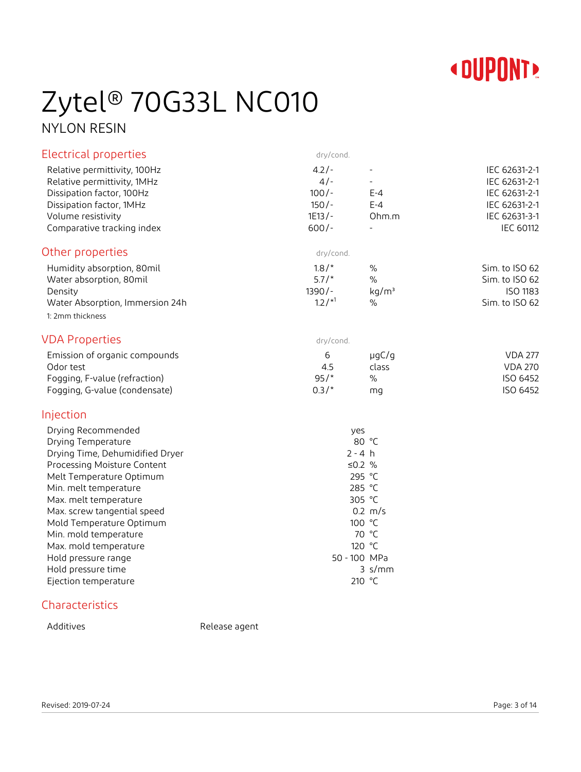# Zytel® 70G33L NC010

NYLON RESIN

## Electrical properties

| | dry/cond. | | |
|---|---|---|---|
| Relative permittivity, 100Hz | 4.2/- | - | IEC 62631-2-1 |
| Relative permittivity, 1MHz | 4/- | - | IEC 62631-2-1 |
| Dissipation factor, 100Hz | 100/- | E-4 | IEC 62631-2-1 |
| Dissipation factor, 1MHz | 150/- | E-4 | IEC 62631-2-1 |
| Volume resistivity | 1E13/- | Ohm.m | IEC 62631-3-1 |
| Comparative tracking index | 600/- | - | IEC 60112 |

## Other properties

| | dry/cond. | | |
|---|---|---|---|
| Humidity absorption, 80mil | 1.8/* | % | Sim. to ISO 62 |
| Water absorption, 80mil | 5.7/* | % | Sim. to ISO 62 |
| Density | 1390/- | $kg/m^3$ | ISO 1183 |
| Water Absorption, Immersion 24h | 1.2/*[1] | % | Sim. to ISO 62 |

1: 2mm thickness

## VDA Properties

| | dry/cond. | | |
|---|---|---|---|
| Emission of organic compounds | 6 | µgC/g | VDA 277 |
| Odor test | 4.5 | class | VDA 270 |
| Fogging, F-value (refraction) | 95/* | % | ISO 6452 |
| Fogging, G-value (condensate) | 0.3/* | mg | ISO 6452 |

## Injection

| | | |
|---|---|---|
| Drying Recommended | yes | |
| Drying Temperature | 80 | °C |
| Drying Time, Dehumidified Dryer | 2 - 4 | h |
| Processing Moisture Content | ≤0.2 | % |
| Melt Temperature Optimum | 295 | °C |
| Min. melt temperature | 285 | °C |
| Max. melt temperature | 305 | °C |
| Max. screw tangential speed | 0.2 | m/s |
| Mold Temperature Optimum | 100 | °C |
| Min. mold temperature | 70 | °C |
| Max. mold temperature | 120 | °C |
| Hold pressure range | 50 - 100 | MPa |
| Hold pressure time | 3 | s/mm |
| Ejection temperature | 210 | °C |

## Characteristics

| | |
|---|---|
| Additives | Release agent |

Revised: 2019-07-24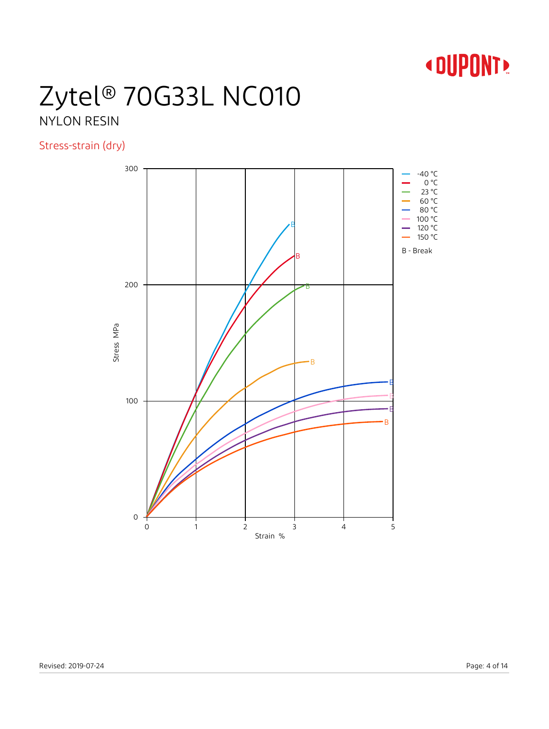# Zytel® 70G33L NC010

NYLON RESIN

## Stress-strain (dry)

Stress MPa

Strain %

- -40 °C
- 0 °C
- 23 °C
- 60 °C
- 80 °C
- 100 °C
- 120 °C
- 150 °C

B - Break

Revised: 2019-07-24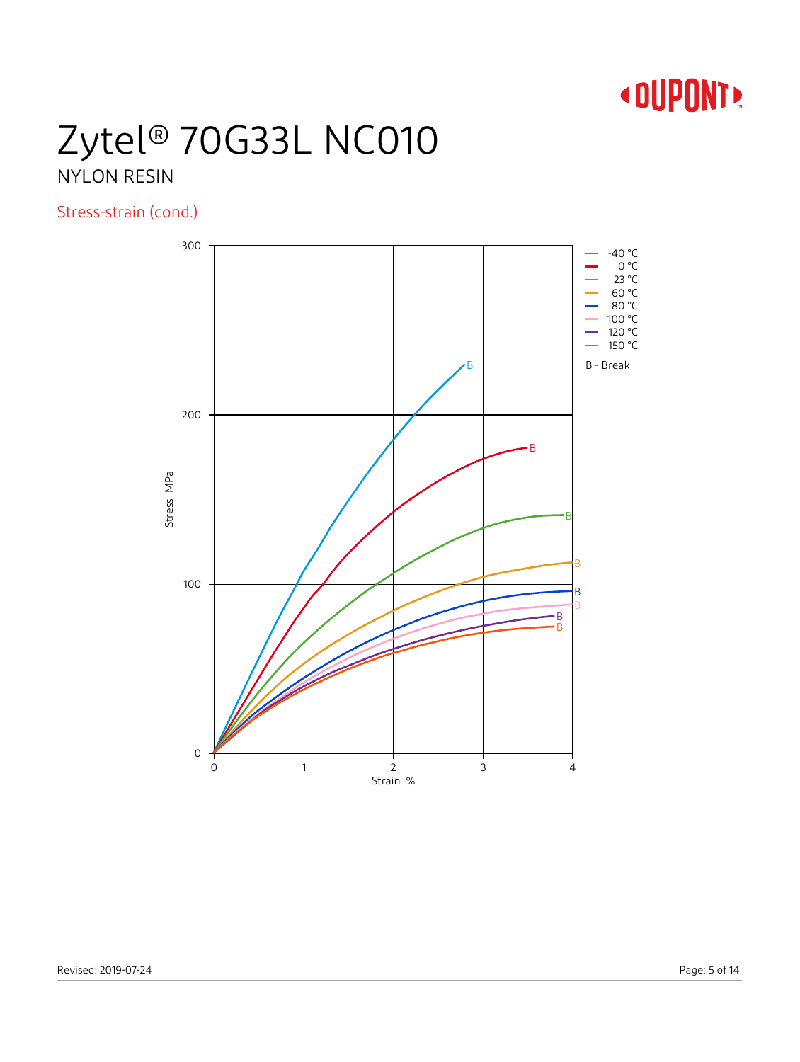# Zytel® 70G33L NC010

NYLON RESIN

## Stress-strain (cond.)

Stress MPa

Strain %

- -40 °C
- 0 °C
- 23 °C
- 60 °C
- 80 °C
- 100 °C
- 120 °C
- 150 °C

B - Break

Revised: 2019-07-24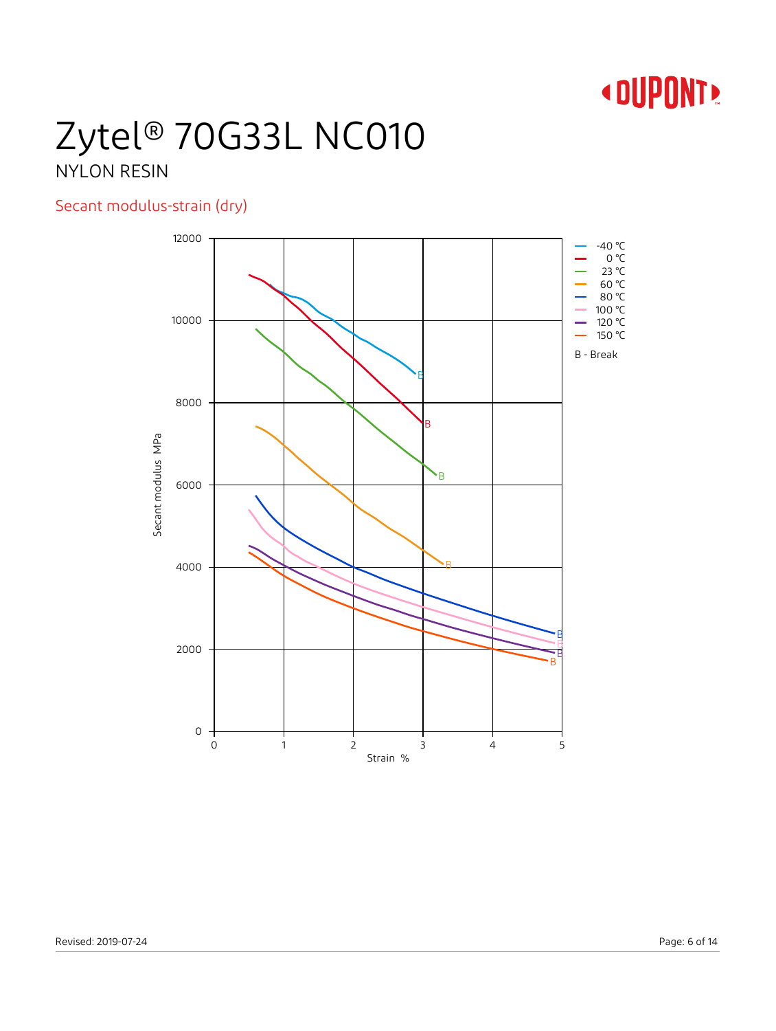# Zytel® 70G33L NC010

NYLON RESIN

## Secant modulus-strain (dry)

Secant modulus MPa

Strain %

- -40 °C
- 0 °C
- 23 °C
- 60 °C
- 80 °C
- 100 °C
- 120 °C
- 150 °C

B - Break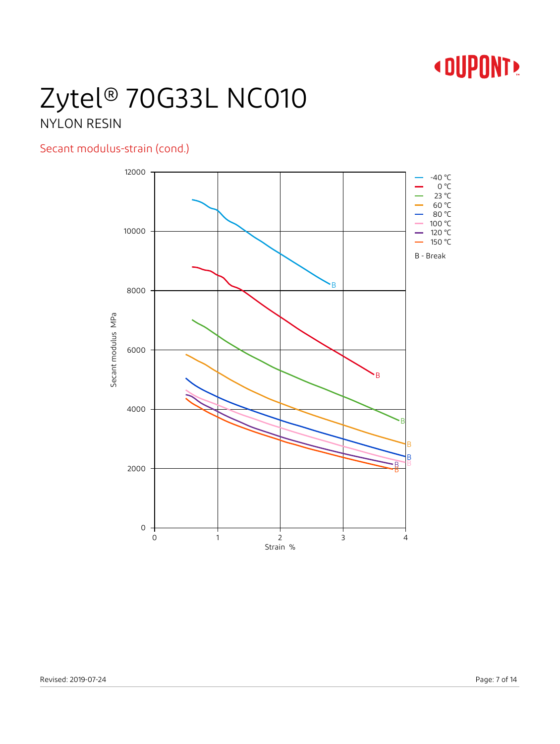# Zytel® 70G33L NC010

NYLON RESIN

## Secant modulus-strain (cond.)

Secant modulus MPa

Strain %

- -40 °C
- 0 °C
- 23 °C
- 60 °C
- 80 °C
- 100 °C
- 120 °C
- 150 °C

B - Break

Revised: 2019-07-24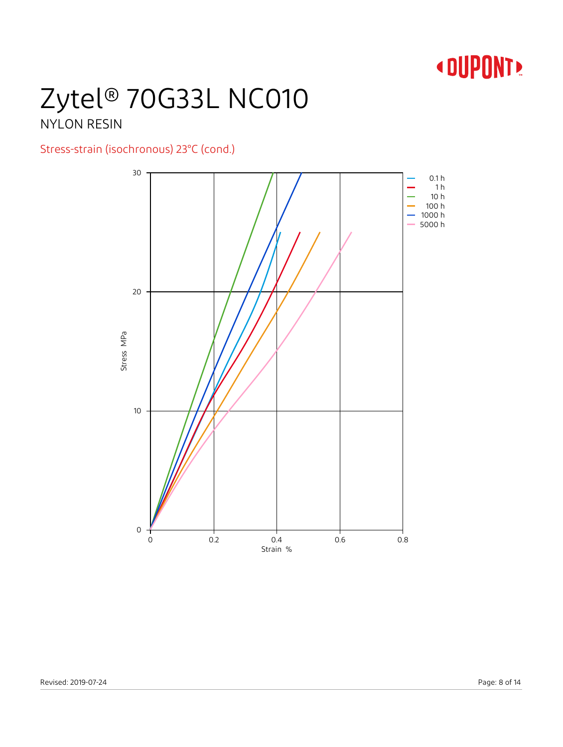# Zytel® 70G33L NC010

NYLON RESIN

## Stress-strain (isochronous) 23°C (cond.)

Stress MPa

Strain %

- 0.1 h
- 1 h
- 10 h
- 100 h
- 1000 h
- 5000 h

Revised: 2019-07-24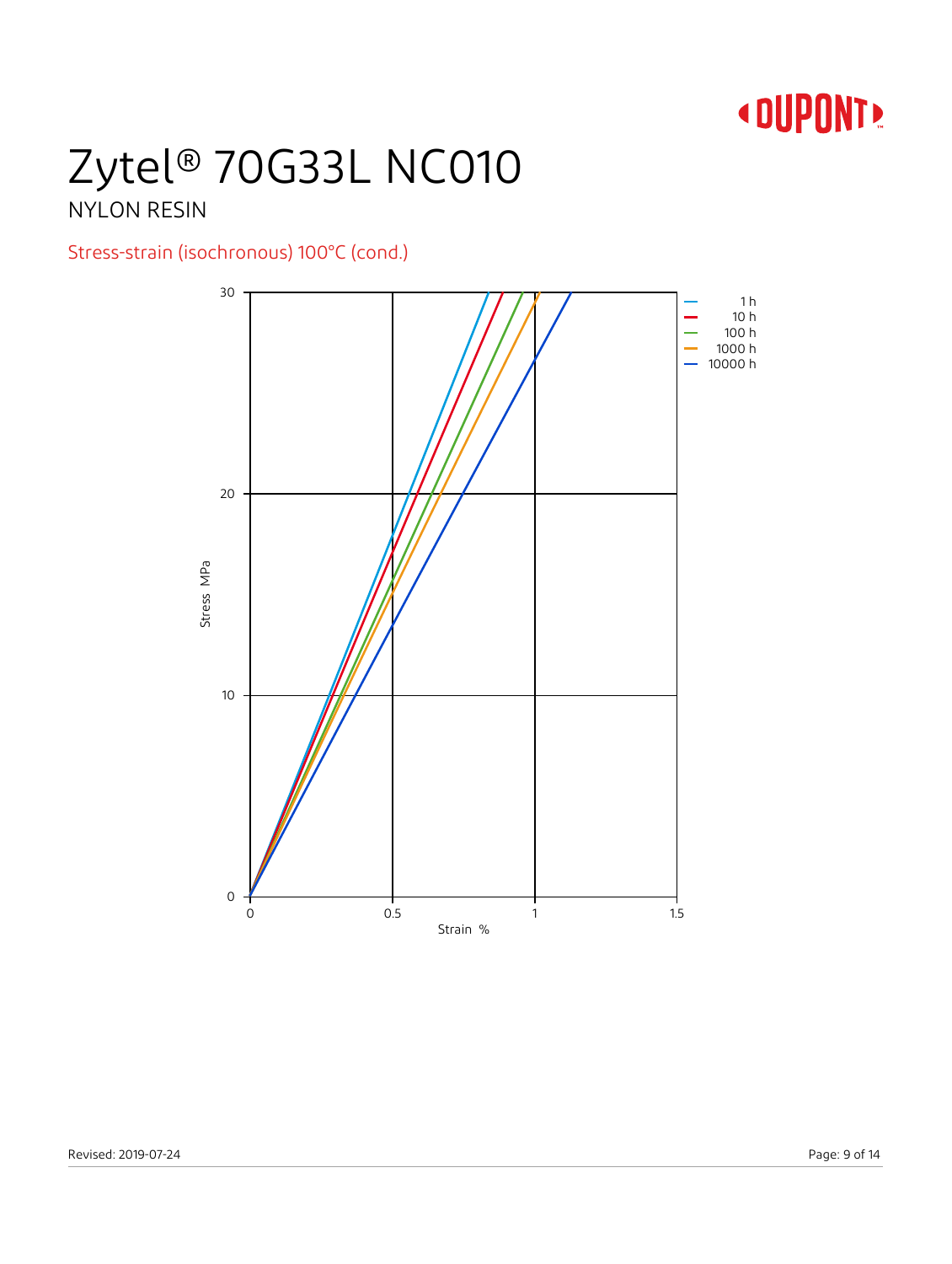# Zytel® 70G33L NC010

NYLON RESIN

## Stress-strain (isochronous) 100°C (cond.)

Stress MPa

30

20

10

0

0 0.5 1 1.5

Strain %

- 1 h
- 10 h
- 100 h
- 1000 h
- 10000 h

Revised: 2019-07-24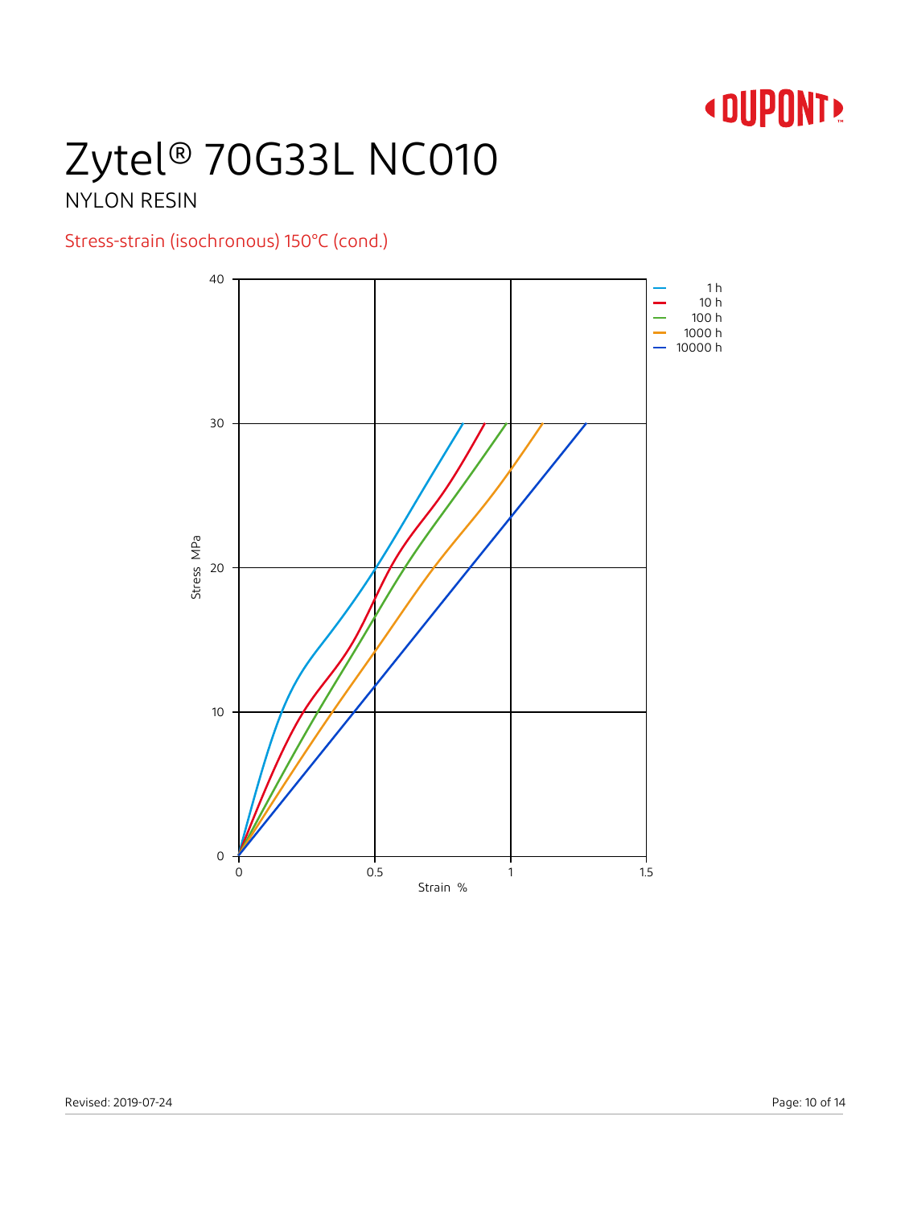# Zytel® 70G33L NC010

NYLON RESIN

## Stress-strain (isochronous) 150°C (cond.)

Stress MPa

Strain %

- 1 h
- 10 h
- 100 h
- 1000 h
- 10000 h

Revised: 2019-07-24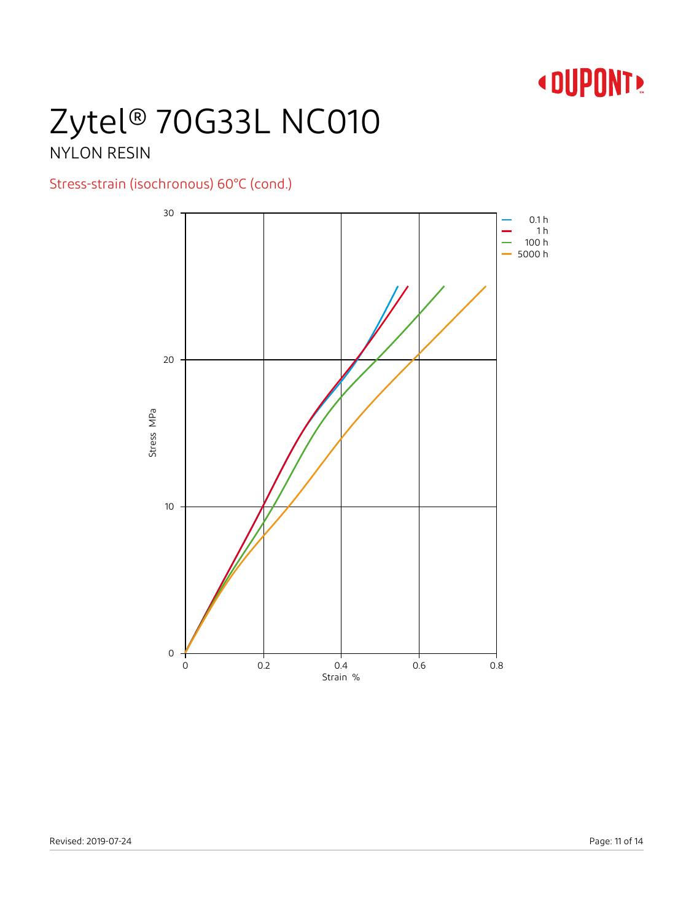# Zytel® 70G33L NC010

NYLON RESIN

## Stress-strain (isochronous) 60°C (cond.)

Stress MPa

Strain %

0.1 h
1 h
100 h
5000 h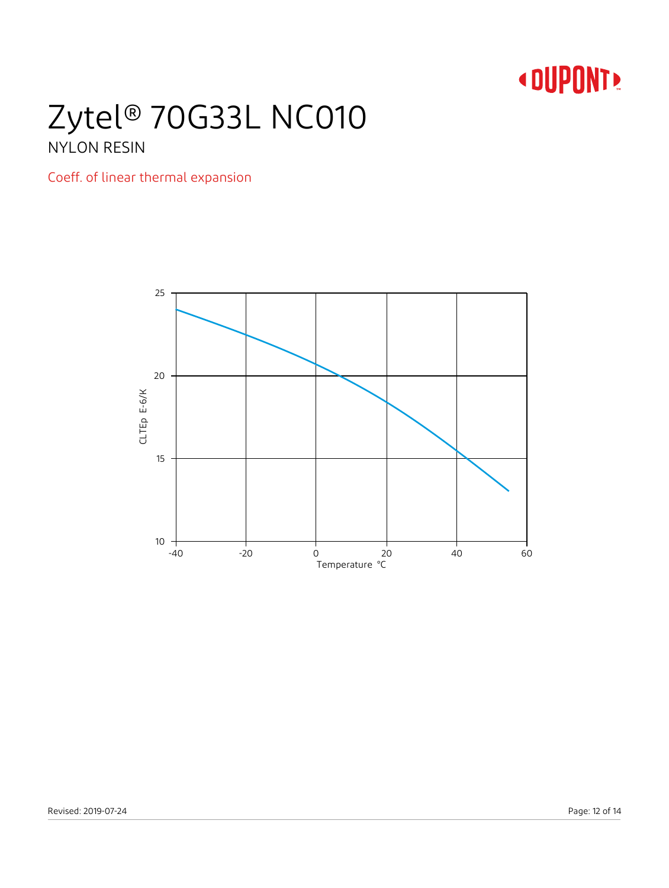# Zytel® 70G33L NC010

NYLON RESIN

## Coeff. of linear thermal expansion

CLTEp E-6/K

25

20

15

10

-40 -20 0 20 40 60

Temperature °C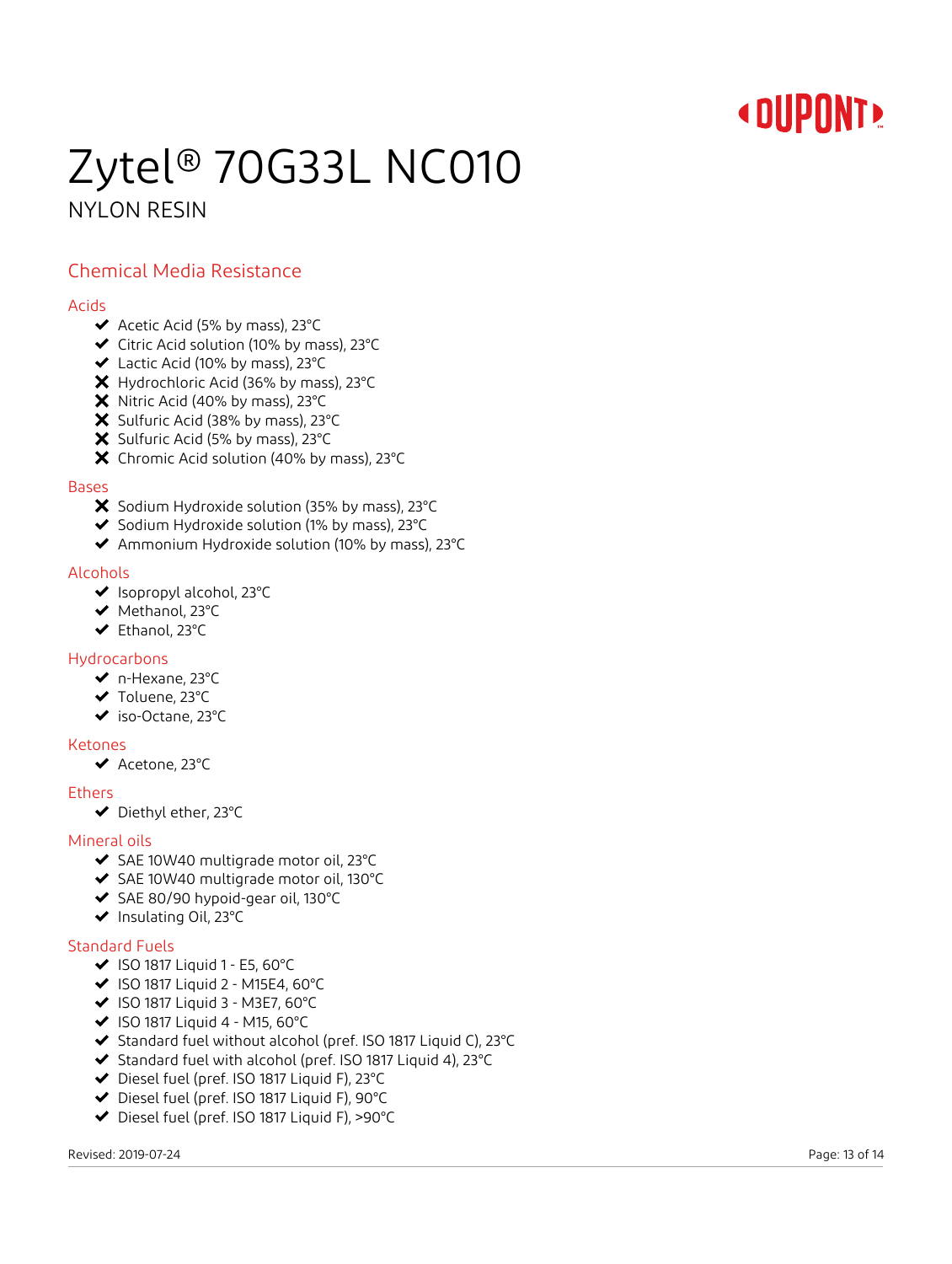# Zytel® 70G33L NC010

NYLON RESIN

## Chemical Media Resistance

### Acids

- ✔ Acetic Acid (5% by mass), 23°C
- ✔ Citric Acid solution (10% by mass), 23°C
- ✔ Lactic Acid (10% by mass), 23°C
- ✘ Hydrochloric Acid (36% by mass), 23°C
- ✘ Nitric Acid (40% by mass), 23°C
- ✘ Sulfuric Acid (38% by mass), 23°C
- ✘ Sulfuric Acid (5% by mass), 23°C
- ✘ Chromic Acid solution (40% by mass), 23°C

### Bases

- ✘ Sodium Hydroxide solution (35% by mass), 23°C
- ✔ Sodium Hydroxide solution (1% by mass), 23°C
- ✔ Ammonium Hydroxide solution (10% by mass), 23°C

### Alcohols

- ✔ Isopropyl alcohol, 23°C
- ✔ Methanol, 23°C
- ✔ Ethanol, 23°C

### Hydrocarbons

- ✔ n-Hexane, 23°C
- ✔ Toluene, 23°C
- ✔ iso-Octane, 23°C

### Ketones

- ✔ Acetone, 23°C

### Ethers

- ✔ Diethyl ether, 23°C

### Mineral oils

- ✔ SAE 10W40 multigrade motor oil, 23°C
- ✔ SAE 10W40 multigrade motor oil, 130°C
- ✔ SAE 80/90 hypoid-gear oil, 130°C
- ✔ Insulating Oil, 23°C

### Standard Fuels

- ✔ ISO 1817 Liquid 1 - E5, 60°C
- ✔ ISO 1817 Liquid 2 - M15E4, 60°C
- ✔ ISO 1817 Liquid 3 - M3E7, 60°C
- ✔ ISO 1817 Liquid 4 - M15, 60°C
- ✔ Standard fuel without alcohol (pref. ISO 1817 Liquid C), 23°C
- ✔ Standard fuel with alcohol (pref. ISO 1817 Liquid 4), 23°C
- ✔ Diesel fuel (pref. ISO 1817 Liquid F), 23°C
- ✔ Diesel fuel (pref. ISO 1817 Liquid F), 90°C
- ✔ Diesel fuel (pref. ISO 1817 Liquid F), >90°C

Revised: 2019-07-24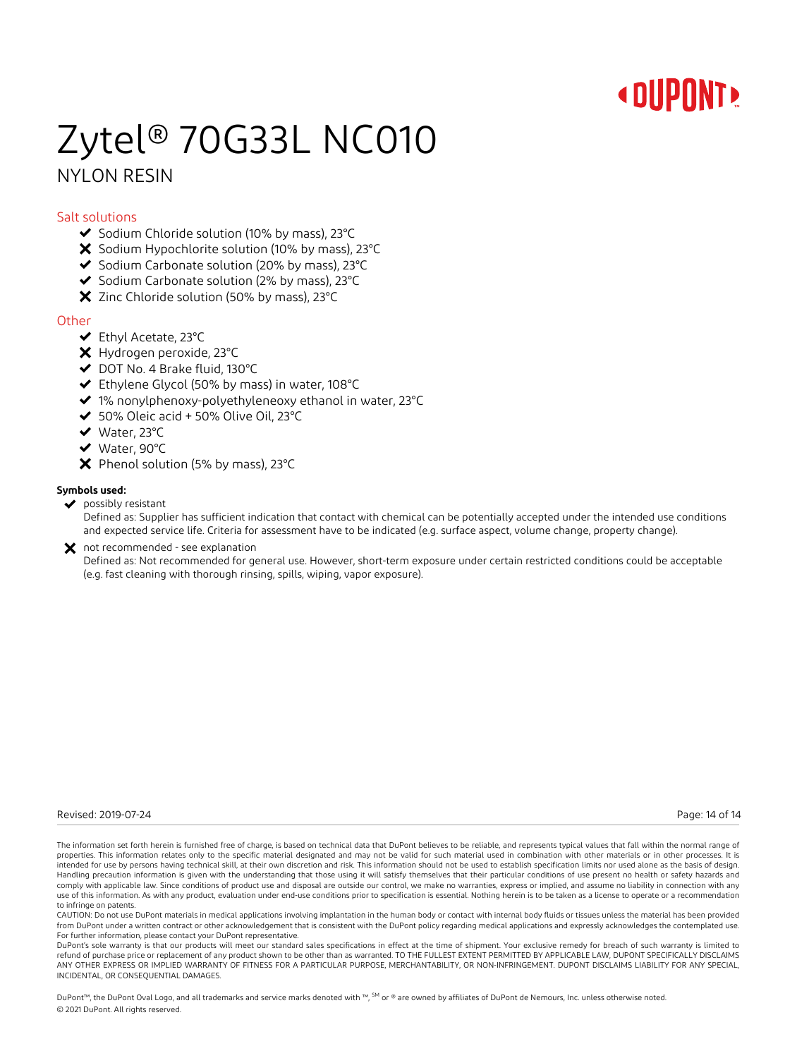# Zytel® 70G33L NC010

NYLON RESIN

## Salt solutions

- ✔ Sodium Chloride solution (10% by mass), 23°C
- ✘ Sodium Hypochlorite solution (10% by mass), 23°C
- ✔ Sodium Carbonate solution (20% by mass), 23°C
- ✔ Sodium Carbonate solution (2% by mass), 23°C
- ✘ Zinc Chloride solution (50% by mass), 23°C

## Other

- ✔ Ethyl Acetate, 23°C
- ✘ Hydrogen peroxide, 23°C
- ✔ DOT No. 4 Brake fluid, 130°C
- ✔ Ethylene Glycol (50% by mass) in water, 108°C
- ✔ 1% nonylphenoxy-polyethyleneoxy ethanol in water, 23°C
- ✔ 50% Oleic acid + 50% Olive Oil, 23°C
- ✔ Water, 23°C
- ✔ Water, 90°C
- ✘ Phenol solution (5% by mass), 23°C

**Symbols used:**

✔ possibly resistant
Defined as: Supplier has sufficient indication that contact with chemical can be potentially accepted under the intended use conditions and expected service life. Criteria for assessment have to be indicated (e.g. surface aspect, volume change, property change).

✘ not recommended - see explanation
Defined as: Not recommended for general use. However, short-term exposure under certain restricted conditions could be acceptable (e.g. fast cleaning with thorough rinsing, spills, wiping, vapor exposure).

Revised: 2019-07-24

The information set forth herein is furnished free of charge, is based on technical data that DuPont believes to be reliable, and represents typical values that fall within the normal range of properties. This information relates only to the specific material designated and may not be valid for such material used in combination with other materials or in other processes. It is intended for use by persons having technical skill, at their own discretion and risk. This information should not be used to establish specification limits nor used alone as the basis of design. Handling precaution information is given with the understanding that those using it will satisfy themselves that their particular conditions of use present no health or safety hazards and comply with applicable law. Since conditions of product use and disposal are outside our control, we make no warranties, express or implied, and assume no liability in connection with any use of this information. As with any product, evaluation under end-use conditions prior to specification is essential. Nothing herein is to be taken as a license to operate or a recommendation to infringe on patents.

CAUTION: Do not use DuPont materials in medical applications involving implantation in the human body or contact with internal body fluids or tissues unless the material has been provided from DuPont under a written contract or other acknowledgement that is consistent with the DuPont policy regarding medical applications and expressly acknowledges the contemplated use. For further information, please contact your DuPont representative.

DuPont's sole warranty is that our products will meet our standard sales specifications in effect at the time of shipment. Your exclusive remedy for breach of such warranty is limited to refund of purchase price or replacement of any product shown to be other than as warranted. TO THE FULLEST EXTENT PERMITTED BY APPLICABLE LAW, DUPONT SPECIFICALLY DISCLAIMS ANY OTHER EXPRESS OR IMPLIED WARRANTY OF FITNESS FOR A PARTICULAR PURPOSE, MERCHANTABILITY, OR NON-INFRINGEMENT. DUPONT DISCLAIMS LIABILITY FOR ANY SPECIAL, INCIDENTAL, OR CONSEQUENTIAL DAMAGES.

DuPont™, the DuPont Oval Logo, and all trademarks and service marks denoted with ™, SM or ® are owned by affiliates of DuPont de Nemours, Inc. unless otherwise noted.
© 2021 DuPont. All rights reserved.